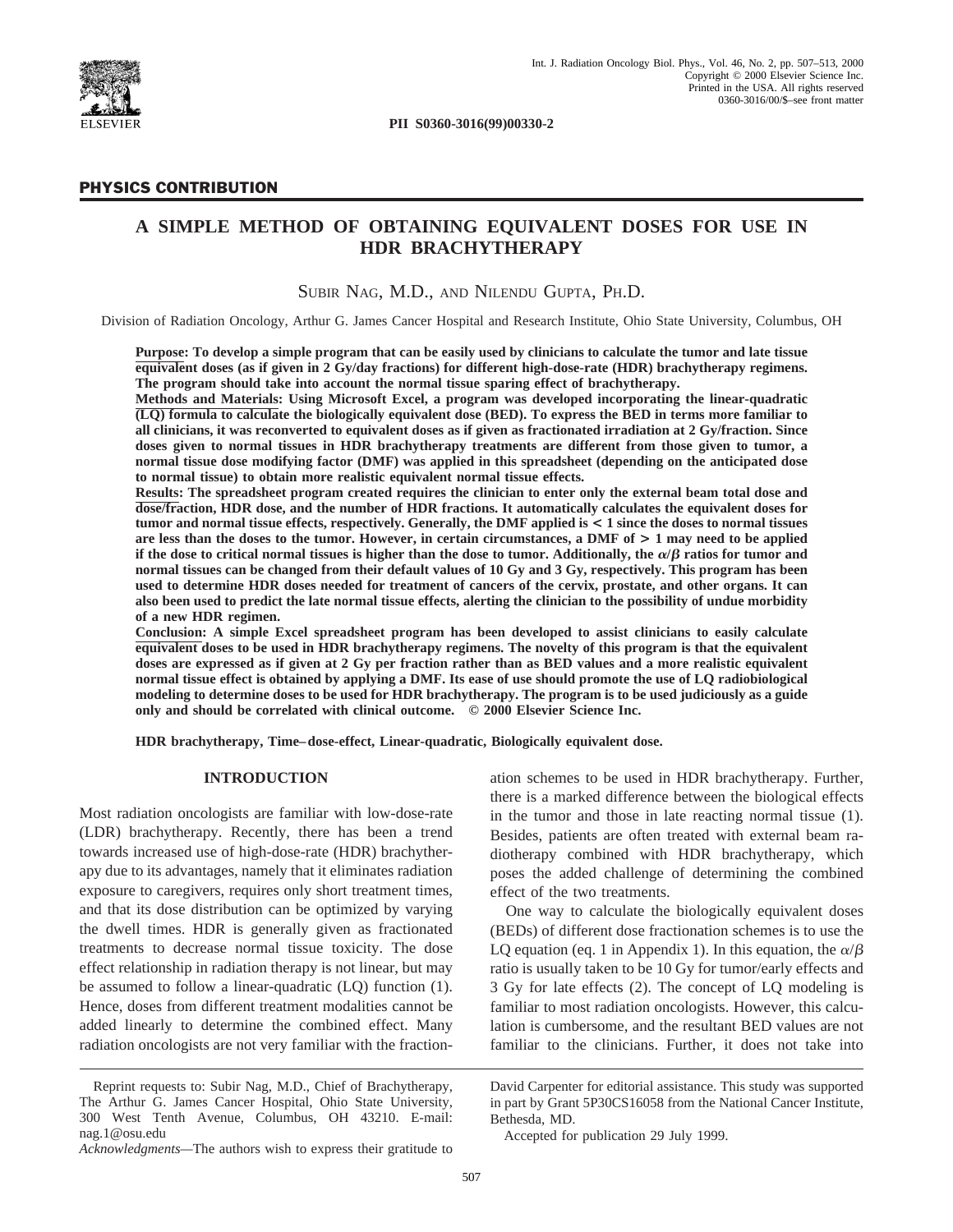PII S0360-3016(99)00330-2

## PHYSICS CONTRIBUTION

# A SIMPLE METHOD OF OBTAINING EQUIVALENT DOSES FOR USE IN HDR BRACHYTHERAPY

Subir Nag, M.D., and Nilendu Gupta, Ph.D.

Division of Radiation Oncology, Arthur G. James Cancer Hospital and Research Institute, Ohio State University, Columbus, OH

**Purpose: To develop a simple program that can be easily used by clinicians to calculate the tumor and late tissue equivalent doses (as if given in 2 Gy/day fractions) for different high-dose-rate (HDR) brachytherapy regimens. The program should take into account the normal tissue sparing effect of brachytherapy.**

**Methods and Materials: Using Microsoft Excel, a program was developed incorporating the linear-quadratic (LQ) formula to calculate the biologically equivalent dose (BED). To express the BED in terms more familiar to all clinicians, it was reconverted to equivalent doses as if given as fractionated irradiation at 2 Gy/fraction. Since doses given to normal tissues in HDR brachytherapy treatments are different from those given to tumor, a normal tissue dose modifying factor (DMF) was applied in this spreadsheet (depending on the anticipated dose to normal tissue) to obtain more realistic equivalent normal tissue effects.**

**Results: The spreadsheet program created requires the clinician to enter only the external beam total dose and dose/fraction, HDR dose, and the number of HDR fractions. It automatically calculates the equivalent doses for tumor and normal tissue effects, respectively. Generally, the DMF applied is $<$ 1 since the doses to normal tissues are less than the doses to tumor. However, in certain circumstances, a DMF of $>$ 1 may need to be applied if the dose to critical normal tissues is higher than the dose to tumor. Additionally, the $\alpha/\beta$ ratios for tumor and normal tissues can be changed from their default values of 10 Gy and 3 Gy, respectively. This program has been used to determine HDR doses needed for treatment of cancers of the cervix, prostate, and other organs. It can also been used to predict the late normal tissue effects, alerting the clinician to the possibility of undue morbidity of a new HDR regimen.**

**Conclusion: A simple Excel spreadsheet program has been developed to assist clinicians to easily calculate equivalent doses to be used in HDR brachytherapy regimens. The novelty of this program is that the equivalent doses are expressed as if given at 2 Gy per fraction rather than as BED values and a more realistic equivalent normal tissue effect is obtained by applying a DMF. Its ease of use should promote the use of LQ radiobiological modeling to determine doses to be used for HDR brachytherapy. The program is to be used judiciously as a guide only and should be correlated with clinical outcome. © 2000 Elsevier Science Inc.**

**HDR brachytherapy, Time–dose-effect, Linear-quadratic, Biologically equivalent dose.**

## INTRODUCTION

Most radiation oncologists are familiar with low-dose-rate (LDR) brachytherapy. Recently, there has been a trend towards increased use of high-dose-rate (HDR) brachytherapy due to its advantages, namely that it eliminates radiation exposure to caregivers, requires only short treatment times, and that its dose distribution can be optimized by varying the dwell times. HDR is generally given as fractionated treatments to decrease normal tissue toxicity. The dose effect relationship in radiation therapy is not linear, but may be assumed to follow a linear-quadratic (LQ) function (1). Hence, doses from different treatment modalities cannot be added linearly to determine the combined effect. Many radiation oncologists are not very familiar with the fractionation schemes to be used in HDR brachytherapy. Further, there is a marked difference between the biological effects in the tumor and those in late reacting normal tissue (1). Besides, patients are often treated with external beam radiotherapy combined with HDR brachytherapy, which poses the added challenge of determining the combined effect of the two treatments.

One way to calculate the biologically equivalent doses (BEDs) of different dose fractionation schemes is to use the LQ equation (eq. 1 in Appendix 1). In this equation, the $\alpha/\beta$ ratio is usually taken to be 10 Gy for tumor/early effects and 3 Gy for late effects (2). The concept of LQ modeling is familiar to most radiation oncologists. However, this calculation is cumbersome, and the resultant BED values are not familiar to the clinicians. Further, it does not take into

Reprint requests to: Subir Nag, M.D., Chief of Brachytherapy, The Arthur G. James Cancer Hospital, Ohio State University, 300 West Tenth Avenue, Columbus, OH 43210. E-mail: nag.1@osu.edu

*Acknowledgments*—The authors wish to express their gratitude to David Carpenter for editorial assistance. This study was supported in part by Grant 5P30CS16058 from the National Cancer Institute, Bethesda, MD.

Accepted for publication 29 July 1999.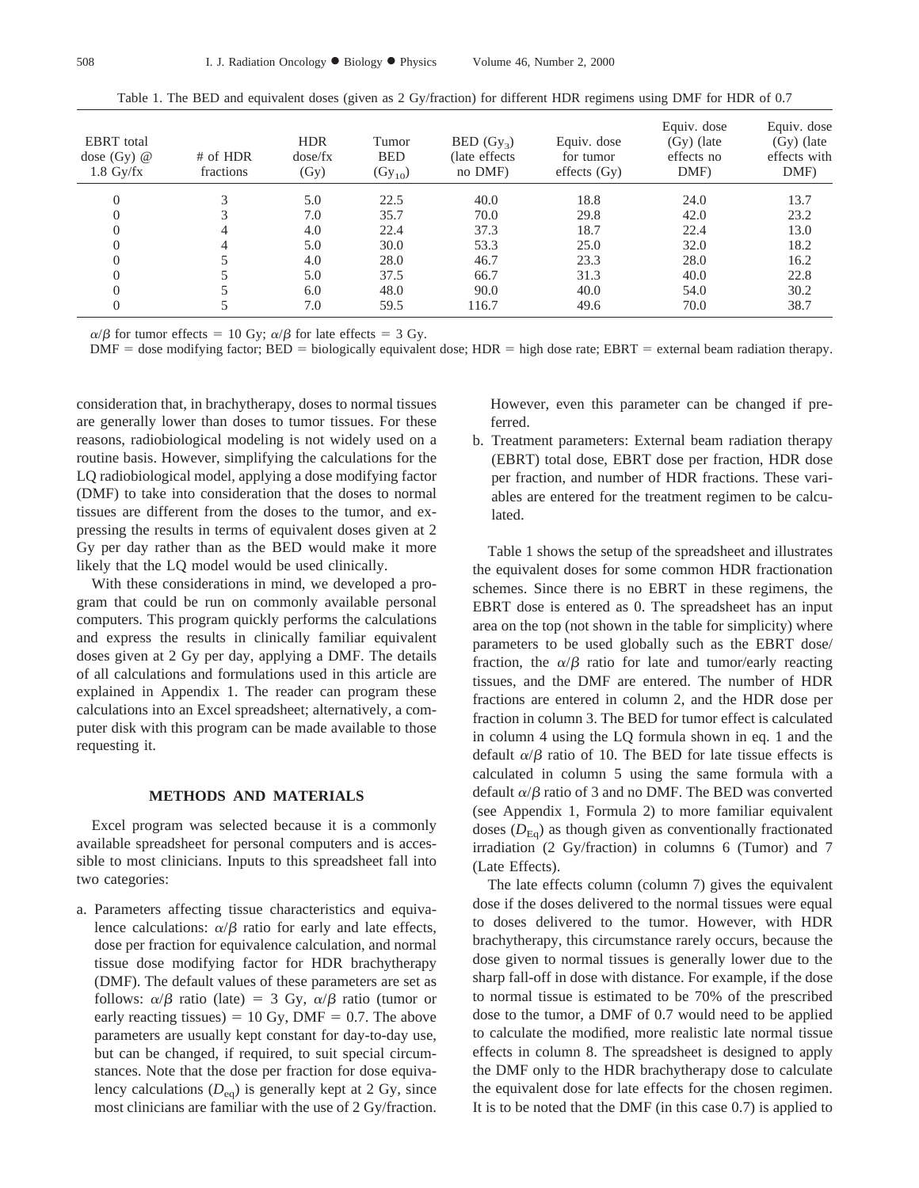Table 1. The BED and equivalent doses (given as 2 Gy/fraction) for different HDR regimens using DMF for HDR of 0.7

| EBRT total dose (Gy) @ 1.8 Gy/fx | # of HDR fractions | HDR dose/fx (Gy) | Tumor BED ($Gy_{10}$) | BED ($Gy_3$) (late effects no DMF) | Equiv. dose for tumor effects (Gy) | Equiv. dose (Gy) (late effects no DMF) | Equiv. dose (Gy) (late effects with DMF) |
|---|---|---|---|---|---|---|---|
| 0 | 3 | 5.0 | 22.5 | 40.0 | 18.8 | 24.0 | 13.7 |
| 0 | 3 | 7.0 | 35.7 | 70.0 | 29.8 | 42.0 | 23.2 |
| 0 | 4 | 4.0 | 22.4 | 37.3 | 18.7 | 22.4 | 13.0 |
| 0 | 4 | 5.0 | 30.0 | 53.3 | 25.0 | 32.0 | 18.2 |
| 0 | 5 | 4.0 | 28.0 | 46.7 | 23.3 | 28.0 | 16.2 |
| 0 | 5 | 5.0 | 37.5 | 66.7 | 31.3 | 40.0 | 22.8 |
| 0 | 5 | 6.0 | 48.0 | 90.0 | 40.0 | 54.0 | 30.2 |
| 0 | 5 | 7.0 | 59.5 | 116.7 | 49.6 | 70.0 | 38.7 |

$\alpha/\beta$ for tumor effects = 10 Gy; $\alpha/\beta$ for late effects = 3 Gy.

DMF = dose modifying factor; BED = biologically equivalent dose; HDR = high dose rate; EBRT = external beam radiation therapy.

consideration that, in brachytherapy, doses to normal tissues are generally lower than doses to tumor tissues. For these reasons, radiobiological modeling is not widely used on a routine basis. However, simplifying the calculations for the LQ radiobiological model, applying a dose modifying factor (DMF) to take into consideration that the doses to normal tissues are different from the doses to the tumor, and expressing the results in terms of equivalent doses given at 2 Gy per day rather than as the BED would make it more likely that the LQ model would be used clinically.

With these considerations in mind, we developed a program that could be run on commonly available personal computers. This program quickly performs the calculations and express the results in clinically familiar equivalent doses given at 2 Gy per day, applying a DMF. The details of all calculations and formulations used in this article are explained in Appendix 1. The reader can program these calculations into an Excel spreadsheet; alternatively, a computer disk with this program can be made available to those requesting it.

## METHODS AND MATERIALS

Excel program was selected because it is a commonly available spreadsheet for personal computers and is accessible to most clinicians. Inputs to this spreadsheet fall into two categories:

a. Parameters affecting tissue characteristics and equivalence calculations: $\alpha/\beta$ ratio for early and late effects, dose per fraction for equivalence calculation, and normal tissue dose modifying factor for HDR brachytherapy (DMF). The default values of these parameters are set as follows: $\alpha/\beta$ ratio (late) = 3 Gy, $\alpha/\beta$ ratio (tumor or early reacting tissues) = 10 Gy, DMF = 0.7. The above parameters are usually kept constant for day-to-day use, but can be changed, if required, to suit special circumstances. Note that the dose per fraction for dose equivalency calculations ($D_{eq}$) is generally kept at 2 Gy, since most clinicians are familiar with the use of 2 Gy/fraction. However, even this parameter can be changed if preferred.
b. Treatment parameters: External beam radiation therapy (EBRT) total dose, EBRT dose per fraction, HDR dose per fraction, and number of HDR fractions. These variables are entered for the treatment regimen to be calculated.

Table 1 shows the setup of the spreadsheet and illustrates the equivalent doses for some common HDR fractionation schemes. Since there is no EBRT in these regimens, the EBRT dose is entered as 0. The spreadsheet has an input area on the top (not shown in the table for simplicity) where parameters to be used globally such as the EBRT dose/fraction, the $\alpha/\beta$ ratio for late and tumor/early reacting tissues, and the DMF are entered. The number of HDR fractions are entered in column 2, and the HDR dose per fraction in column 3. The BED for tumor effect is calculated in column 4 using the LQ formula shown in eq. 1 and the default $\alpha/\beta$ ratio of 10. The BED for late tissue effects is calculated in column 5 using the same formula with a default $\alpha/\beta$ ratio of 3 and no DMF. The BED was converted (see Appendix 1, Formula 2) to more familiar equivalent doses ($D_{Eq}$) as though given as conventionally fractionated irradiation (2 Gy/fraction) in columns 6 (Tumor) and 7 (Late Effects).

The late effects column (column 7) gives the equivalent dose if the doses delivered to the normal tissues were equal to doses delivered to the tumor. However, with HDR brachytherapy, this circumstance rarely occurs, because the dose given to normal tissues is generally lower due to the sharp fall-off in dose with distance. For example, if the dose to normal tissue is estimated to be 70% of the prescribed dose to the tumor, a DMF of 0.7 would need to be applied to calculate the modified, more realistic late normal tissue effects in column 8. The spreadsheet is designed to apply the DMF only to the HDR brachytherapy dose to calculate the equivalent dose for late effects for the chosen regimen. It is to be noted that the DMF (in this case 0.7) is applied to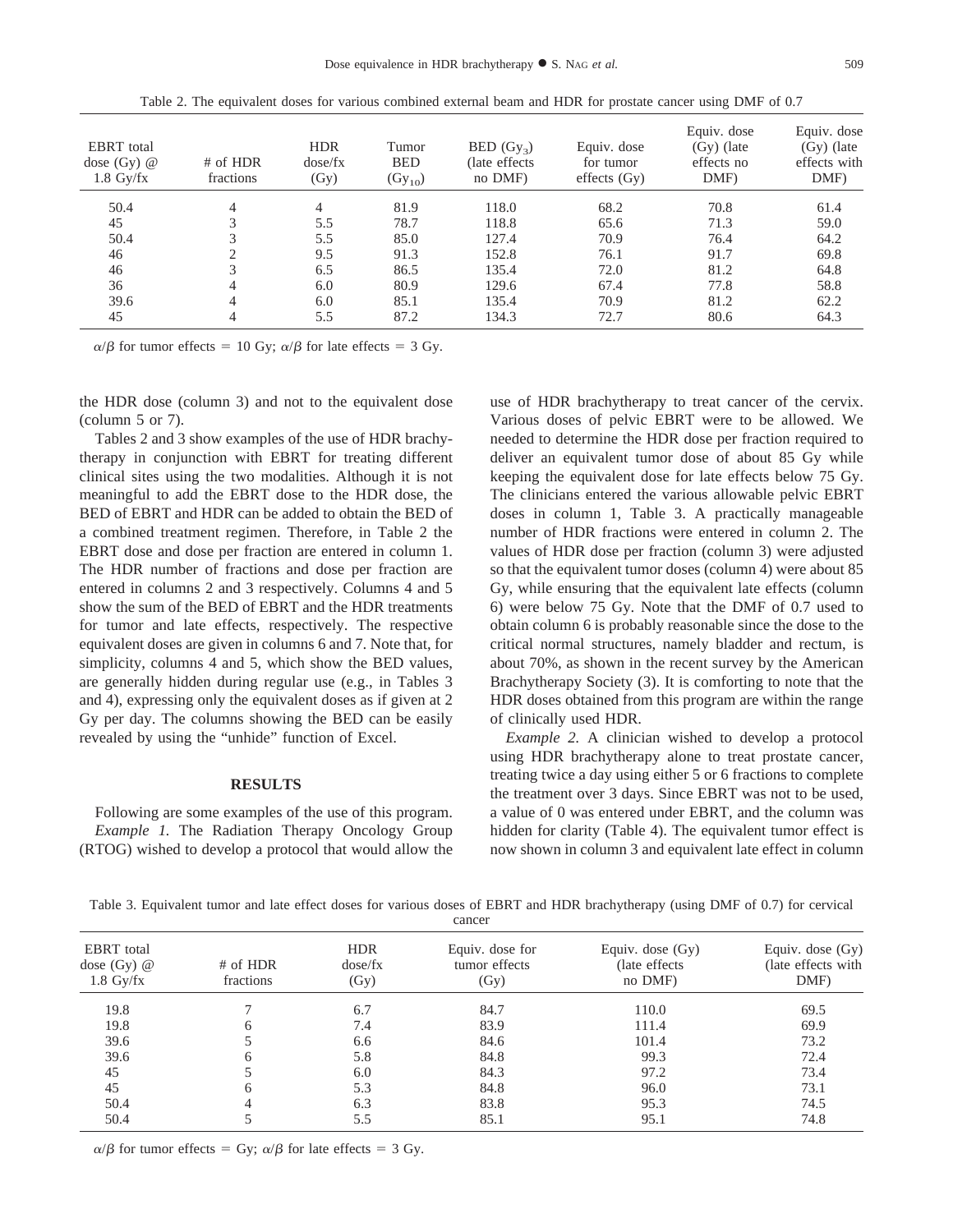Table 2. The equivalent doses for various combined external beam and HDR for prostate cancer using DMF of 0.7

| EBRT total dose (Gy) @ 1.8 Gy/fx | # of HDR fractions | HDR dose/fx (Gy) | Tumor BED ($Gy_{10}$) | BED ($Gy_3$) (late effects no DMF) | Equiv. dose for tumor effects (Gy) | Equiv. dose (Gy) (late effects no DMF) | Equiv. dose (Gy) (late effects with DMF) |
|---|---|---|---|---|---|---|---|
| 50.4 | 4 | 4 | 81.9 | 118.0 | 68.2 | 70.8 | 61.4 |
| 45 | 3 | 5.5 | 78.7 | 118.8 | 65.6 | 71.3 | 59.0 |
| 50.4 | 3 | 5.5 | 85.0 | 127.4 | 70.9 | 76.4 | 64.2 |
| 46 | 2 | 9.5 | 91.3 | 152.8 | 76.1 | 91.7 | 69.8 |
| 46 | 3 | 6.5 | 86.5 | 135.4 | 72.0 | 81.2 | 64.8 |
| 36 | 4 | 6.0 | 80.9 | 129.6 | 67.4 | 77.8 | 58.8 |
| 39.6 | 4 | 6.0 | 85.1 | 135.4 | 70.9 | 81.2 | 62.2 |
| 45 | 4 | 5.5 | 87.2 | 134.3 | 72.7 | 80.6 | 64.3 |

$\alpha/\beta$ for tumor effects = 10 Gy; $\alpha/\beta$ for late effects = 3 Gy.

the HDR dose (column 3) and not to the equivalent dose (column 5 or 7).

Tables 2 and 3 show examples of the use of HDR brachytherapy in conjunction with EBRT for treating different clinical sites using the two modalities. Although it is not meaningful to add the EBRT dose to the HDR dose, the BED of EBRT and HDR can be added to obtain the BED of a combined treatment regimen. Therefore, in Table 2 the EBRT dose and dose per fraction are entered in column 1. The HDR number of fractions and dose per fraction are entered in columns 2 and 3 respectively. Columns 4 and 5 show the sum of the BED of EBRT and the HDR treatments for tumor and late effects, respectively. The respective equivalent doses are given in columns 6 and 7. Note that, for simplicity, columns 4 and 5, which show the BED values, are generally hidden during regular use (e.g., in Tables 3 and 4), expressing only the equivalent doses as if given at 2 Gy per day. The columns showing the BED can be easily revealed by using the "unhide" function of Excel.

## RESULTS

Following are some examples of the use of this program.

*Example 1.* The Radiation Therapy Oncology Group (RTOG) wished to develop a protocol that would allow the use of HDR brachytherapy to treat cancer of the cervix. Various doses of pelvic EBRT were to be allowed. We needed to determine the HDR dose per fraction required to deliver an equivalent tumor dose of about 85 Gy while keeping the equivalent dose for late effects below 75 Gy. The clinicians entered the various allowable pelvic EBRT doses in column 1, Table 3. A practically manageable number of HDR fractions were entered in column 2. The values of HDR dose per fraction (column 3) were adjusted so that the equivalent tumor doses (column 4) were about 85 Gy, while ensuring that the equivalent late effects (column 6) were below 75 Gy. Note that the DMF of 0.7 used to obtain column 6 is probably reasonable since the dose to the critical normal structures, namely bladder and rectum, is about 70%, as shown in the recent survey by the American Brachytherapy Society (3). It is comforting to note that the HDR doses obtained from this program are within the range of clinically used HDR.

*Example 2.* A clinician wished to develop a protocol using HDR brachytherapy alone to treat prostate cancer, treating twice a day using either 5 or 6 fractions to complete the treatment over 3 days. Since EBRT was not to be used, a value of 0 was entered under EBRT, and the column was hidden for clarity (Table 4). The equivalent tumor effect is now shown in column 3 and equivalent late effect in column

Table 3. Equivalent tumor and late effect doses for various doses of EBRT and HDR brachytherapy (using DMF of 0.7) for cervical cancer

| EBRT total dose (Gy) @ 1.8 Gy/fx | # of HDR fractions | HDR dose/fx (Gy) | Equiv. dose for tumor effects (Gy) | Equiv. dose (Gy) (late effects no DMF) | Equiv. dose (Gy) (late effects with DMF) |
|---|---|---|---|---|---|
| 19.8 | 7 | 6.7 | 84.7 | 110.0 | 69.5 |
| 19.8 | 6 | 7.4 | 83.9 | 111.4 | 69.9 |
| 39.6 | 5 | 6.6 | 84.6 | 101.4 | 73.2 |
| 39.6 | 6 | 5.8 | 84.8 | 99.3 | 72.4 |
| 45 | 5 | 6.0 | 84.3 | 97.2 | 73.4 |
| 45 | 6 | 5.3 | 84.8 | 96.0 | 73.1 |
| 50.4 | 4 | 6.3 | 83.8 | 95.3 | 74.5 |
| 50.4 | 5 | 5.5 | 85.1 | 95.1 | 74.8 |

$\alpha/\beta$ for tumor effects = Gy; $\alpha/\beta$ for late effects = 3 Gy.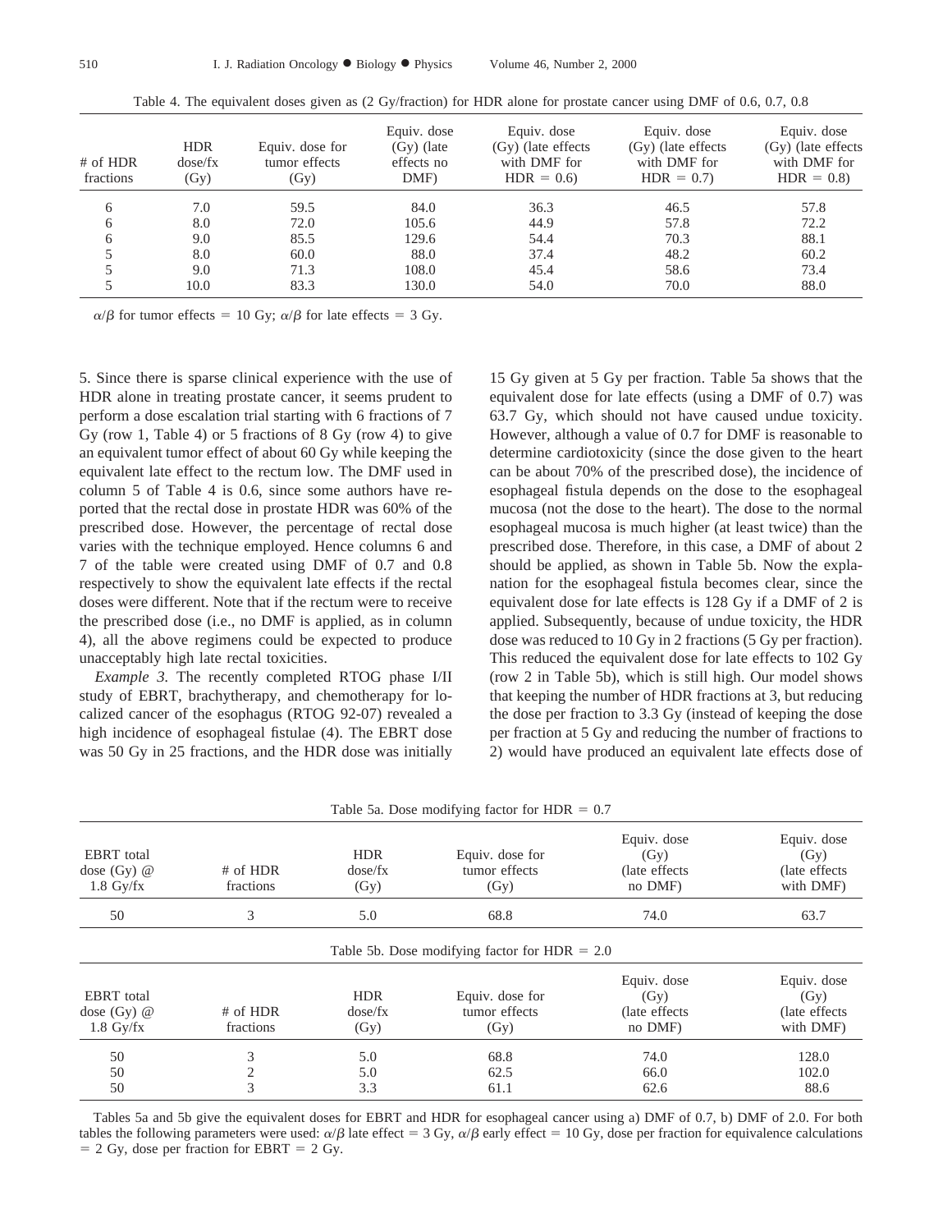Table 4. The equivalent doses given as (2 Gy/fraction) for HDR alone for prostate cancer using DMF of 0.6, 0.7, 0.8

| # of HDR fractions | HDR dose/fx (Gy) | Equiv. dose for tumor effects (Gy) | Equiv. dose (Gy) (late effects no DMF) | Equiv. dose (Gy) (late effects with DMF for HDR = 0.6) | Equiv. dose (Gy) (late effects with DMF for HDR = 0.7) | Equiv. dose (Gy) (late effects with DMF for HDR = 0.8) |
|---|---|---|---|---|---|---|
| 6 | 7.0 | 59.5 | 84.0 | 36.3 | 46.5 | 57.8 |
| 6 | 8.0 | 72.0 | 105.6 | 44.9 | 57.8 | 72.2 |
| 6 | 9.0 | 85.5 | 129.6 | 54.4 | 70.3 | 88.1 |
| 5 | 8.0 | 60.0 | 88.0 | 37.4 | 48.2 | 60.2 |
| 5 | 9.0 | 71.3 | 108.0 | 45.4 | 58.6 | 73.4 |
| 5 | 10.0 | 83.3 | 130.0 | 54.0 | 70.0 | 88.0 |

$\alpha/\beta$ for tumor effects = 10 Gy; $\alpha/\beta$ for late effects = 3 Gy.

5. Since there is sparse clinical experience with the use of HDR alone in treating prostate cancer, it seems prudent to perform a dose escalation trial starting with 6 fractions of 7 Gy (row 1, Table 4) or 5 fractions of 8 Gy (row 4) to give an equivalent tumor effect of about 60 Gy while keeping the equivalent late effect to the rectum low. The DMF used in column 5 of Table 4 is 0.6, since some authors have reported that the rectal dose in prostate HDR was 60% of the prescribed dose. However, the percentage of rectal dose varies with the technique employed. Hence columns 6 and 7 of the table were created using DMF of 0.7 and 0.8 respectively to show the equivalent late effects if the rectal doses were different. Note that if the rectum were to receive the prescribed dose (i.e., no DMF is applied, as in column 4), all the above regimens could be expected to produce unacceptably high late rectal toxicities.

*Example 3.* The recently completed RTOG phase I/II study of EBRT, brachytherapy, and chemotherapy for localized cancer of the esophagus (RTOG 92-07) revealed a high incidence of esophageal fistulae (4). The EBRT dose was 50 Gy in 25 fractions, and the HDR dose was initially 15 Gy given at 5 Gy per fraction. Table 5a shows that the equivalent dose for late effects (using a DMF of 0.7) was 63.7 Gy, which should not have caused undue toxicity. However, although a value of 0.7 for DMF is reasonable to determine cardiotoxicity (since the dose given to the heart can be about 70% of the prescribed dose), the incidence of esophageal fistula depends on the dose to the esophageal mucosa (not the dose to the heart). The dose to the normal esophageal mucosa is much higher (at least twice) than the prescribed dose. Therefore, in this case, a DMF of about 2 should be applied, as shown in Table 5b. Now the explanation for the esophageal fistula becomes clear, since the equivalent dose for late effects is 128 Gy if a DMF of 2 is applied. Subsequently, because of undue toxicity, the HDR dose was reduced to 10 Gy in 2 fractions (5 Gy per fraction). This reduced the equivalent dose for late effects to 102 Gy (row 2 in Table 5b), which is still high. Our model shows that keeping the number of HDR fractions at 3, but reducing the dose per fraction to 3.3 Gy (instead of keeping the dose per fraction at 5 Gy and reducing the number of fractions to 2) would have produced an equivalent late effects dose of

Table 5a. Dose modifying factor for HDR = 0.7

| EBRT total dose (Gy) @ 1.8 Gy/fx | # of HDR fractions | HDR dose/fx (Gy) | Equiv. dose for tumor effects (Gy) | Equiv. dose (Gy) (late effects no DMF) | Equiv. dose (Gy) (late effects with DMF) |
|---|---|---|---|---|---|
| 50 | 3 | 5.0 | 68.8 | 74.0 | 63.7 |

Table 5b. Dose modifying factor for HDR = 2.0

| EBRT total dose (Gy) @ 1.8 Gy/fx | # of HDR fractions | HDR dose/fx (Gy) | Equiv. dose for tumor effects (Gy) | Equiv. dose (Gy) (late effects no DMF) | Equiv. dose (Gy) (late effects with DMF) |
|---|---|---|---|---|---|
| 50 | 3 | 5.0 | 68.8 | 74.0 | 128.0 |
| 50 | 2 | 5.0 | 62.5 | 66.0 | 102.0 |
| 50 | 3 | 3.3 | 61.1 | 62.6 | 88.6 |

Tables 5a and 5b give the equivalent doses for EBRT and HDR for esophageal cancer using a) DMF of 0.7, b) DMF of 2.0. For both tables the following parameters were used: $\alpha/\beta$ late effect = 3 Gy, $\alpha/\beta$ early effect = 10 Gy, dose per fraction for equivalence calculations = 2 Gy, dose per fraction for EBRT = 2 Gy.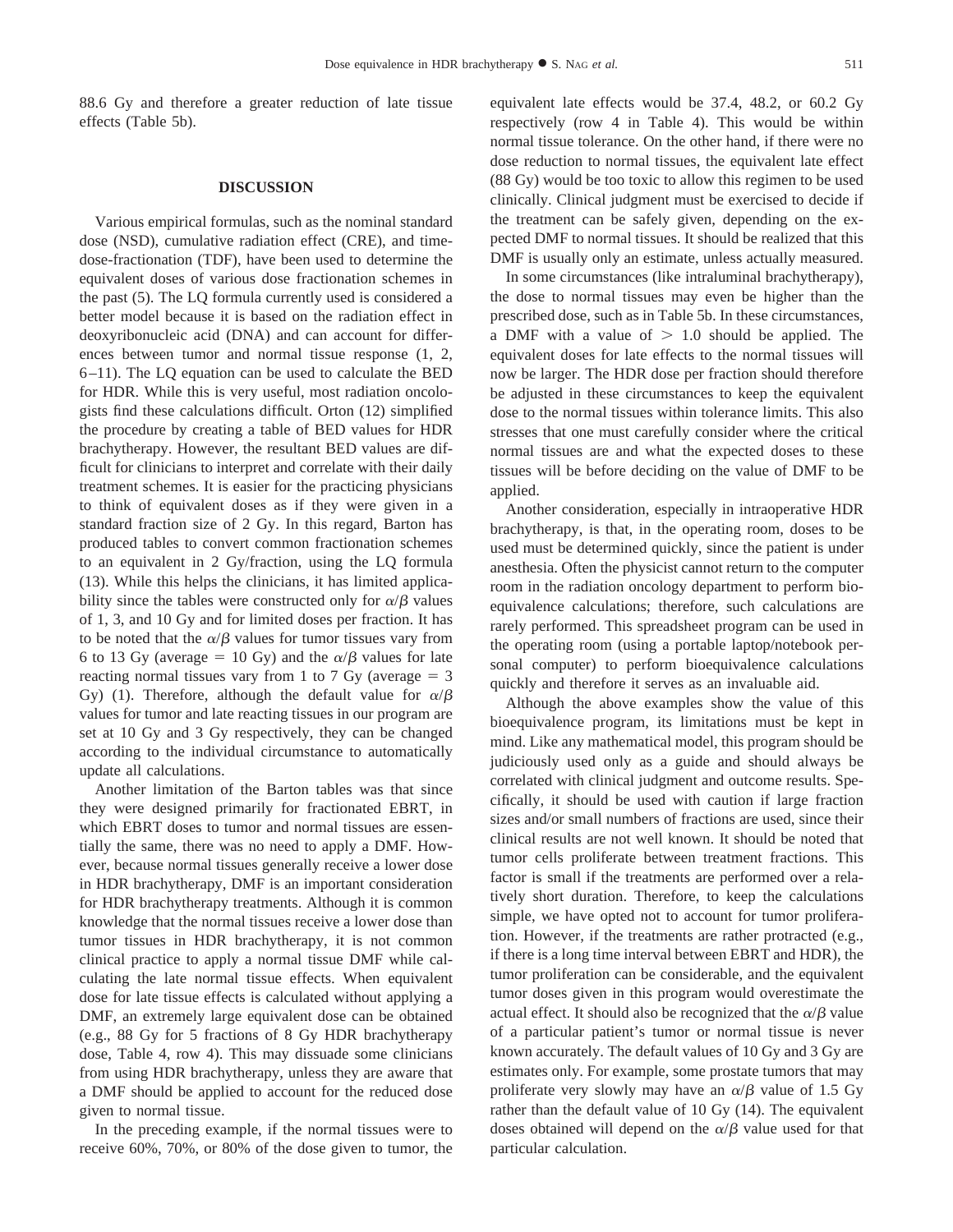88.6 Gy and therefore a greater reduction of late tissue effects (Table 5b).

## DISCUSSION

Various empirical formulas, such as the nominal standard dose (NSD), cumulative radiation effect (CRE), and time-dose-fractionation (TDF), have been used to determine the equivalent doses of various dose fractionation schemes in the past (5). The LQ formula currently used is considered a better model because it is based on the radiation effect in deoxyribonucleic acid (DNA) and can account for differences between tumor and normal tissue response (1, 2, 6–11). The LQ equation can be used to calculate the BED for HDR. While this is very useful, most radiation oncologists find these calculations difficult. Orton (12) simplified the procedure by creating a table of BED values for HDR brachytherapy. However, the resultant BED values are difficult for clinicians to interpret and correlate with their daily treatment schemes. It is easier for the practicing physicians to think of equivalent doses as if they were given in a standard fraction size of 2 Gy. In this regard, Barton has produced tables to convert common fractionation schemes to an equivalent in 2 Gy/fraction, using the LQ formula (13). While this helps the clinicians, it has limited applicability since the tables were constructed only for $\alpha/\beta$ values of 1, 3, and 10 Gy and for limited doses per fraction. It has to be noted that the $\alpha/\beta$ values for tumor tissues vary from 6 to 13 Gy (average = 10 Gy) and the $\alpha/\beta$ values for late reacting normal tissues vary from 1 to 7 Gy (average = 3 Gy) (1). Therefore, although the default value for $\alpha/\beta$ values for tumor and late reacting tissues in our program are set at 10 Gy and 3 Gy respectively, they can be changed according to the individual circumstance to automatically update all calculations.

Another limitation of the Barton tables was that since they were designed primarily for fractionated EBRT, in which EBRT doses to tumor and normal tissues are essentially the same, there was no need to apply a DMF. However, because normal tissues generally receive a lower dose in HDR brachytherapy, DMF is an important consideration for HDR brachytherapy treatments. Although it is common knowledge that the normal tissues receive a lower dose than tumor tissues in HDR brachytherapy, it is not common clinical practice to apply a normal tissue DMF while calculating the late normal tissue effects. When equivalent dose for late tissue effects is calculated without applying a DMF, an extremely large equivalent dose can be obtained (e.g., 88 Gy for 5 fractions of 8 Gy HDR brachytherapy dose, Table 4, row 4). This may dissuade some clinicians from using HDR brachytherapy, unless they are aware that a DMF should be applied to account for the reduced dose given to normal tissue.

In the preceding example, if the normal tissues were to receive 60%, 70%, or 80% of the dose given to tumor, the equivalent late effects would be 37.4, 48.2, or 60.2 Gy respectively (row 4 in Table 4). This would be within normal tissue tolerance. On the other hand, if there were no dose reduction to normal tissues, the equivalent late effect (88 Gy) would be too toxic to allow this regimen to be used clinically. Clinical judgment must be exercised to decide if the treatment can be safely given, depending on the expected DMF to normal tissues. It should be realized that this DMF is usually only an estimate, unless actually measured.

In some circumstances (like intraluminal brachytherapy), the dose to normal tissues may even be higher than the prescribed dose, such as in Table 5b. In these circumstances, a DMF with a value of $> 1.0$ should be applied. The equivalent doses for late effects to the normal tissues will now be larger. The HDR dose per fraction should therefore be adjusted in these circumstances to keep the equivalent dose to the normal tissues within tolerance limits. This also stresses that one must carefully consider where the critical normal tissues are and what the expected doses to these tissues will be before deciding on the value of DMF to be applied.

Another consideration, especially in intraoperative HDR brachytherapy, is that, in the operating room, doses to be used must be determined quickly, since the patient is under anesthesia. Often the physicist cannot return to the computer room in the radiation oncology department to perform bioequivalence calculations; therefore, such calculations are rarely performed. This spreadsheet program can be used in the operating room (using a portable laptop/notebook personal computer) to perform bioequivalence calculations quickly and therefore it serves as an invaluable aid.

Although the above examples show the value of this bioequivalence program, its limitations must be kept in mind. Like any mathematical model, this program should be judiciously used only as a guide and should always be correlated with clinical judgment and outcome results. Specifically, it should be used with caution if large fraction sizes and/or small numbers of fractions are used, since their clinical results are not well known. It should be noted that tumor cells proliferate between treatment fractions. This factor is small if the treatments are performed over a relatively short duration. Therefore, to keep the calculations simple, we have opted not to account for tumor proliferation. However, if the treatments are rather protracted (e.g., if there is a long time interval between EBRT and HDR), the tumor proliferation can be considerable, and the equivalent tumor doses given in this program would overestimate the actual effect. It should also be recognized that the $\alpha/\beta$ value of a particular patient's tumor or normal tissue is never known accurately. The default values of 10 Gy and 3 Gy are estimates only. For example, some prostate tumors that may proliferate very slowly may have an $\alpha/\beta$ value of 1.5 Gy rather than the default value of 10 Gy (14). The equivalent doses obtained will depend on the $\alpha/\beta$ value used for that particular calculation.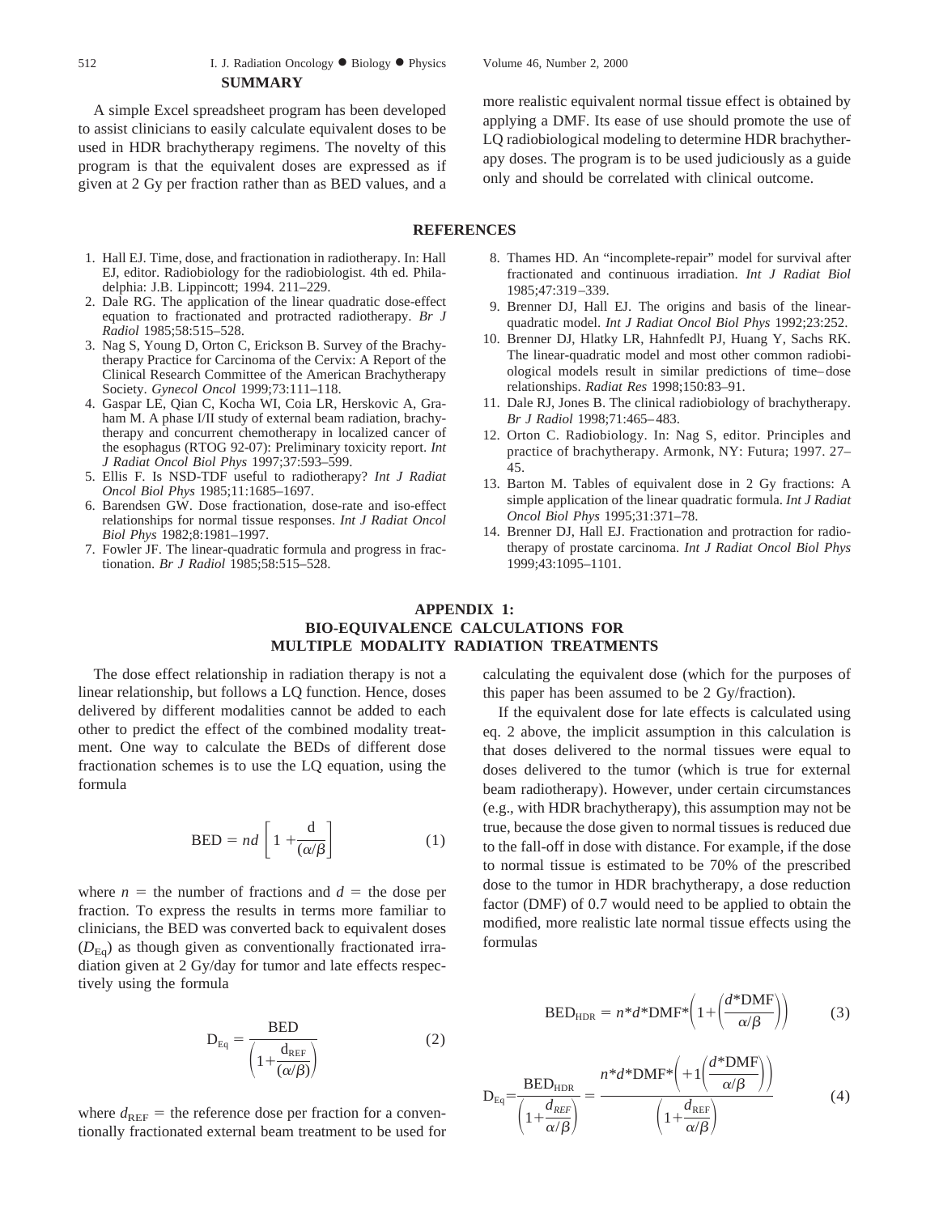## SUMMARY

A simple Excel spreadsheet program has been developed to assist clinicians to easily calculate equivalent doses to be used in HDR brachytherapy regimens. The novelty of this program is that the equivalent doses are expressed as if given at 2 Gy per fraction rather than as BED values, and a more realistic equivalent normal tissue effect is obtained by applying a DMF. Its ease of use should promote the use of LQ radiobiological modeling to determine HDR brachytherapy doses. The program is to be used judiciously as a guide only and should be correlated with clinical outcome.

## REFERENCES

1. Hall EJ. Time, dose, and fractionation in radiotherapy. In: Hall EJ, editor. Radiobiology for the radiobiologist. 4th ed. Philadelphia: J.B. Lippincott; 1994. 211–229.
2. Dale RG. The application of the linear quadratic dose-effect equation to fractionated and protracted radiotherapy. *Br J Radiol* 1985;58:515–528.
3. Nag S, Young D, Orton C, Erickson B. Survey of the Brachytherapy Practice for Carcinoma of the Cervix: A Report of the Clinical Research Committee of the American Brachytherapy Society. *Gynecol Oncol* 1999;73:111–118.
4. Gaspar LE, Qian C, Kocha WI, Coia LR, Herskovic A, Graham M. A phase I/II study of external beam radiation, brachytherapy and concurrent chemotherapy in localized cancer of the esophagus (RTOG 92-07): Preliminary toxicity report. *Int J Radiat Oncol Biol Phys* 1997;37:593–599.
5. Ellis F. Is NSD-TDF useful to radiotherapy? *Int J Radiat Oncol Biol Phys* 1985;11:1685–1697.
6. Barendsen GW. Dose fractionation, dose-rate and iso-effect relationships for normal tissue responses. *Int J Radiat Oncol Biol Phys* 1982;8:1981–1997.
7. Fowler JF. The linear-quadratic formula and progress in fractionation. *Br J Radiol* 1985;58:515–528.
8. Thames HD. An "incomplete-repair" model for survival after fractionated and continuous irradiation. *Int J Radiat Biol* 1985;47:319–339.
9. Brenner DJ, Hall EJ. The origins and basis of the linear-quadratic model. *Int J Radiat Oncol Biol Phys* 1992;23:252.
10. Brenner DJ, Hlatky LR, Hahnfedlt PJ, Huang Y, Sachs RK. The linear-quadratic model and most other common radiobiological models result in similar predictions of time–dose relationships. *Radiat Res* 1998;150:83–91.
11. Dale RJ, Jones B. The clinical radiobiology of brachytherapy. *Br J Radiol* 1998;71:465–483.
12. Orton C. Radiobiology. In: Nag S, editor. Principles and practice of brachytherapy. Armonk, NY: Futura; 1997. 27–45.
13. Barton M. Tables of equivalent dose in 2 Gy fractions: A simple application of the linear quadratic formula. *Int J Radiat Oncol Biol Phys* 1995;31:371–78.
14. Brenner DJ, Hall EJ. Fractionation and protraction for radiotherapy of prostate carcinoma. *Int J Radiat Oncol Biol Phys* 1999;43:1095–1101.

## APPENDIX 1: BIO-EQUIVALENCE CALCULATIONS FOR MULTIPLE MODALITY RADIATION TREATMENTS

The dose effect relationship in radiation therapy is not a linear relationship, but follows a LQ function. Hence, doses delivered by different modalities cannot be added to each other to predict the effect of the combined modality treatment. One way to calculate the BEDs of different dose fractionation schemes is to use the LQ equation, using the formula

$$\text{BED} = nd\left[1 + \frac{d}{(\alpha/\beta)}\right] \tag{1}$$

where $n$ = the number of fractions and $d$ = the dose per fraction. To express the results in terms more familiar to clinicians, the BED was converted back to equivalent doses ($D_{\text{Eq}}$) as though given as conventionally fractionated irradiation given at 2 Gy/day for tumor and late effects respectively using the formula

$$\text{D}_{\text{Eq}} = \frac{\text{BED}}{\left(1+\frac{\text{d}_{\text{REF}}}{(\alpha/\beta)}\right)} \tag{2}$$

where $d_{\text{REF}}$ = the reference dose per fraction for a conventionally fractionated external beam treatment to be used for calculating the equivalent dose (which for the purposes of this paper has been assumed to be 2 Gy/fraction).

If the equivalent dose for late effects is calculated using eq. 2 above, the implicit assumption in this calculation is that doses delivered to the normal tissues were equal to doses delivered to the tumor (which is true for external beam radiotherapy). However, under certain circumstances (e.g., with HDR brachytherapy), this assumption may not be true, because the dose given to normal tissues is reduced due to the fall-off in dose with distance. For example, if the dose to normal tissue is estimated to be 70% of the prescribed dose to the tumor in HDR brachytherapy, a dose reduction factor (DMF) of 0.7 would need to be applied to obtain the modified, more realistic late normal tissue effects using the formulas

$$\text{BED}_{\text{HDR}} = n{*}d{*}\text{DMF}{*}\left(1+\left(\frac{d{*}\text{DMF}}{\alpha/\beta}\right)\right) \tag{3}$$

$$\text{D}_{\text{Eq}} = \frac{\text{BED}_{\text{HDR}}}{\left(1+\frac{d_{REF}}{\alpha/\beta}\right)} = \frac{n{*}d{*}\text{DMF}{*}\left(+1\left(\frac{d{*}\text{DMF}}{\alpha/\beta}\right)\right)}{\left(1+\frac{d_{\text{REF}}}{\alpha/\beta}\right)} \tag{4}$$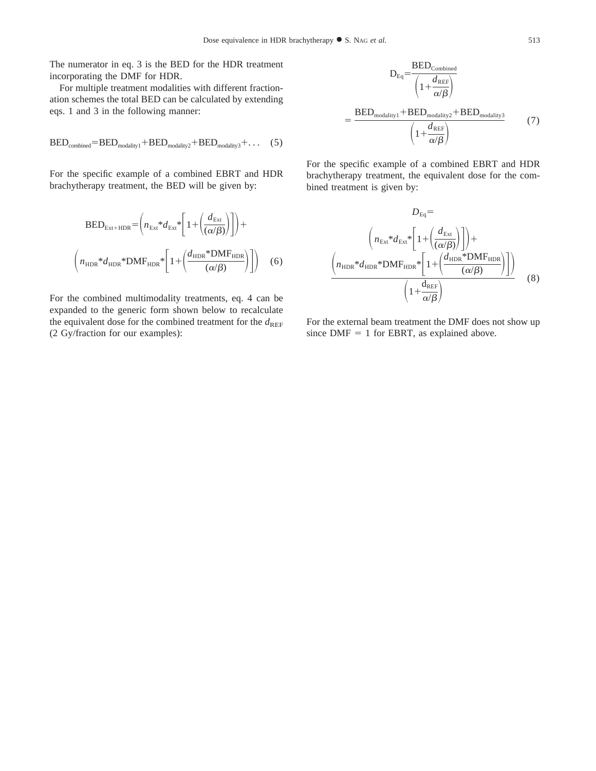The numerator in eq. 3 is the BED for the HDR treatment incorporating the DMF for HDR.

For multiple treatment modalities with different fractionation schemes the total BED can be calculated by extending eqs. 1 and 3 in the following manner:

$$\mathrm{BED}_{\mathrm{combined}} = \mathrm{BED}_{\mathrm{modality1}} + \mathrm{BED}_{\mathrm{modality2}} + \mathrm{BED}_{\mathrm{modality3}} + \ldots \quad (5)$$

For the specific example of a combined EBRT and HDR brachytherapy treatment, the BED will be given by:

$$\mathrm{BED}_{\mathrm{Ext+HDR}} = \left( n_{\mathrm{Ext}} * d_{\mathrm{Ext}} * \left[ 1 + \left( \frac{d_{\mathrm{Ext}}}{(\alpha/\beta)} \right) \right] \right) + \left( n_{\mathrm{HDR}} * d_{\mathrm{HDR}} * \mathrm{DMF}_{\mathrm{HDR}} * \left[ 1 + \left( \frac{d_{\mathrm{HDR}} * \mathrm{DMF}_{\mathrm{HDR}}}{(\alpha/\beta)} \right) \right] \right) \quad (6)$$

For the combined multimodality treatments, eq. 4 can be expanded to the generic form shown below to recalculate the equivalent dose for the combined treatment for the $d_{\mathrm{REF}}$ (2 Gy/fraction for our examples):

$$\mathrm{D}_{\mathrm{Eq}} = \frac{\mathrm{BED}_{\mathrm{Combined}}}{\left(1 + \frac{d_{\mathrm{REF}}}{\alpha/\beta}\right)} = \frac{\mathrm{BED}_{\mathrm{modality1}} + \mathrm{BED}_{\mathrm{modality2}} + \mathrm{BED}_{\mathrm{modality3}}}{\left(1 + \frac{d_{\mathrm{REF}}}{\alpha/\beta}\right)} \quad (7)$$

For the specific example of a combined EBRT and HDR brachytherapy treatment, the equivalent dose for the combined treatment is given by:

$$D_{\mathrm{Eq}} = \frac{\left( n_{\mathrm{Ext}} * d_{\mathrm{Ext}} * \left[ 1 + \left( \frac{d_{\mathrm{Ext}}}{(\alpha/\beta)} \right) \right] \right) + \left( n_{\mathrm{HDR}} * d_{\mathrm{HDR}} * \mathrm{DMF}_{\mathrm{HDR}} * \left[ 1 + \left( \frac{d_{\mathrm{HDR}} * \mathrm{DMF}_{\mathrm{HDR}}}{(\alpha/\beta)} \right) \right] \right)}{\left(1 + \frac{\mathrm{d}_{\mathrm{REF}}}{\alpha/\beta}\right)} \quad (8)$$

For the external beam treatment the DMF does not show up since DMF = 1 for EBRT, as explained above.